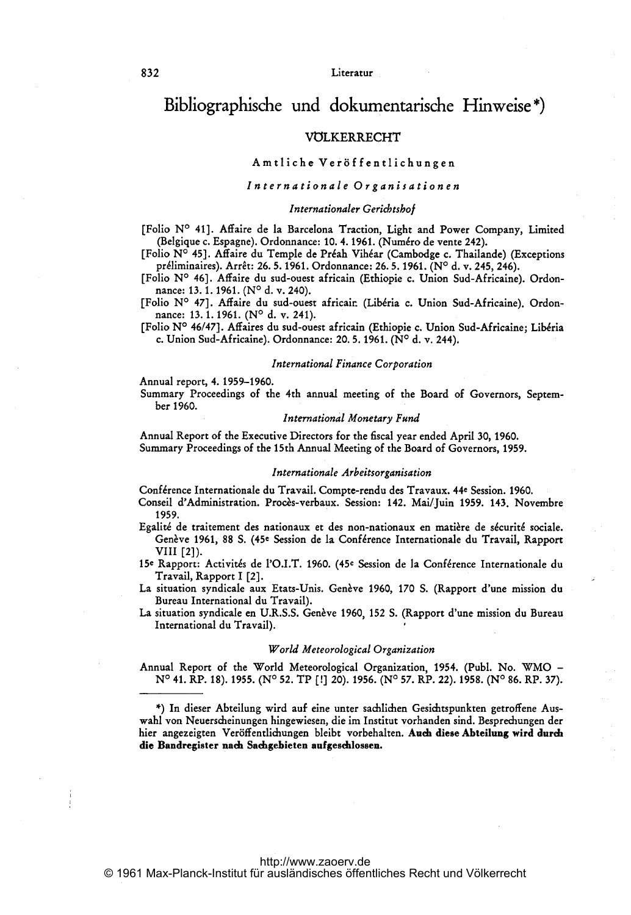# Bibliographische und dokumentarische Hinweise*)

## VÖLKERRECHT

### Amtliche Veröffentlichungen

#### *Internationale Organisationen*

*Internationaler Gerichtshof*

[Folio N° 41]. Affaire de la Barcelona Traction, Light and Power Company, Limited (Belgique c. Espagne). Ordonnance: 10. 4. 1961. (Numéro de vente 242).

[Folio N° 45]. Affaire du Temple de Préah Vihéar (Cambodge c. Thailande) (Exceptions préliminaires). Arrêt: 26. 5. 1961. Ordonnance: 26. 5. 1961. (N° d. v. 245, 246).

[Folio N° 46]. Affaire du sud-ouest africain (Ethiopie c. Union Sud-Africaine). Ordonnance: 13. 1. 1961. (N° d. v. 240).

[Folio N° 47]. Affaire du sud-ouest africain (Libéria c. Union Sud-Africaine). Ordonnance: 13. 1. 1961. (N° d. v. 241).

[Folio N° 46/47]. Affaires du sud-ouest africain (Ethiopie c. Union Sud-Africaine; Libéria c. Union Sud-Africaine). Ordonnance: 20. 5. 1961. (N° d. v. 244).

*International Finance Corporation*

Annual report, 4. 1959–1960.

Summary Proceedings of the 4th annual meeting of the Board of Governors, September 1960.

*International Monetary Fund*

Annual Report of the Executive Directors for the fiscal year ended April 30, 1960.

Summary Proceedings of the 15th Annual Meeting of the Board of Governors, 1959.

*Internationale Arbeitsorganisation*

Conférence Internationale du Travail. Compte-rendu des Travaux. 44e Session. 1960.

Conseil d'Administration. Procès-verbaux. Session: 142. Mai/Juin 1959. 143. Novembre 1959.

Egalité de traitement des nationaux et des non-nationaux en matière de sécurité sociale. Genève 1961, 88 S. (45e Session de la Conférence Internationale du Travail, Rapport VIII [2]).

15e Rapport: Activités de l'O.I.T. 1960. (45e Session de la Conférence Internationale du Travail, Rapport I [2].

La situation syndicale aux Etats-Unis. Genève 1960, 170 S. (Rapport d'une mission du Bureau International du Travail).

La situation syndicale en U.R.S.S. Genève 1960, 152 S. (Rapport d'une mission du Bureau International du Travail).

*World Meteorological Organization*

Annual Report of the World Meteorological Organization, 1954. (Publ. No. WMO – N° 41. RP. 18). 1955. (N° 52. TP [!] 20). 1956. (N° 57. RP. 22). 1958. (N° 86. RP. 37).

---

*) In dieser Abteilung wird auf eine unter sachlichen Gesichtspunkten getroffene Auswahl von Neuerscheinungen hingewiesen, die im Institut vorhanden sind. Besprechungen der hier angezeigten Veröffentlichungen bleibt vorbehalten. **Auch diese Abteilung wird durch die Bandregister nach Sachgebieten aufgeschlossen.**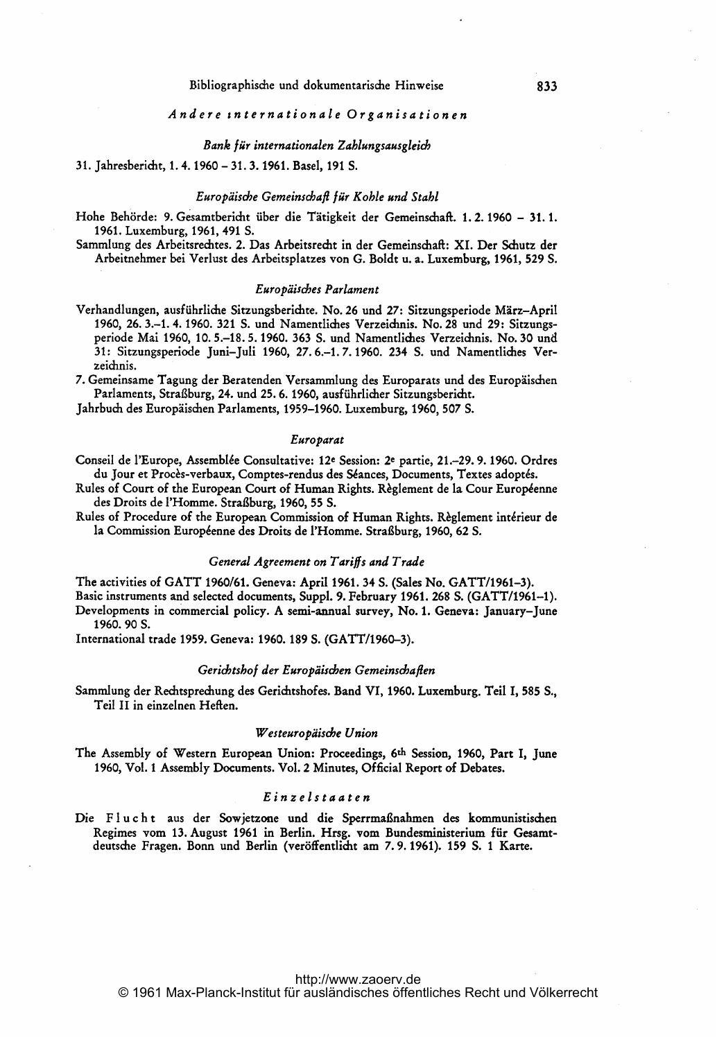### *Andere internationale Organisationen*

#### *Bank für internationalen Zahlungsausgleich*

31. Jahresbericht, 1. 4. 1960 – 31. 3. 1961. Basel, 191 S.

#### *Europäische Gemeinschaft für Kohle und Stahl*

Hohe Behörde: 9. Gesamtbericht über die Tätigkeit der Gemeinschaft. 1. 2. 1960 – 31. 1. 1961. Luxemburg, 1961, 491 S.

Sammlung des Arbeitsrechtes. 2. Das Arbeitsrecht in der Gemeinschaft: XI. Der Schutz der Arbeitnehmer bei Verlust des Arbeitsplatzes von G. Boldt u. a. Luxemburg, 1961, 529 S.

#### *Europäisches Parlament*

Verhandlungen, ausführliche Sitzungsberichte. No. 26 und 27: Sitzungsperiode März–April 1960, 26. 3.–1. 4. 1960. 321 S. und Namentliches Verzeichnis. No. 28 und 29: Sitzungsperiode Mai 1960, 10. 5.–18. 5. 1960. 363 S. und Namentliches Verzeichnis. No. 30 und 31: Sitzungsperiode Juni–Juli 1960, 27. 6.–1. 7. 1960. 234 S. und Namentliches Verzeichnis.

7. Gemeinsame Tagung der Beratenden Versammlung des Europarats und des Europäischen Parlaments, Straßburg, 24. und 25. 6. 1960, ausführlicher Sitzungsbericht.

Jahrbuch des Europäischen Parlaments, 1959–1960. Luxemburg, 1960, 507 S.

#### *Europarat*

Conseil de l'Europe, Assemblée Consultative: 12e Session: 2e partie, 21.–29. 9. 1960. Ordres du Jour et Procès-verbaux, Comptes-rendus des Séances, Documents, Textes adoptés.

Rules of Court of the European Court of Human Rights. Règlement de la Cour Européenne des Droits de l'Homme. Straßburg, 1960, 55 S.

Rules of Procedure of the European Commission of Human Rights. Règlement intérieur de la Commission Européenne des Droits de l'Homme. Straßburg, 1960, 62 S.

#### *General Agreement on Tariffs and Trade*

The activities of GATT 1960/61. Geneva: April 1961. 34 S. (Sales No. GATT/1961–3).

Basic instruments and selected documents, Suppl. 9. February 1961. 268 S. (GATT/1961–1).

Developments in commercial policy. A semi-annual survey, No. 1. Geneva: January–June 1960. 90 S.

International trade 1959. Geneva: 1960. 189 S. (GATT/1960–3).

#### *Gerichtshof der Europäischen Gemeinschaften*

Sammlung der Rechtsprechung des Gerichtshofes. Band VI, 1960. Luxemburg. Teil I, 585 S., Teil II in einzelnen Heften.

#### *Westeuropäische Union*

The Assembly of Western European Union: Proceedings, 6th Session, 1960, Part I, June 1960, Vol. 1 Assembly Documents. Vol. 2 Minutes, Official Report of Debates.

### *Einzelstaaten*

Die Flucht aus der Sowjetzone und die Sperrmaßnahmen des kommunistischen Regimes vom 13. August 1961 in Berlin. Hrsg. vom Bundesministerium für Gesamtdeutsche Fragen. Bonn und Berlin (veröffentlicht am 7. 9. 1961). 159 S. 1 Karte.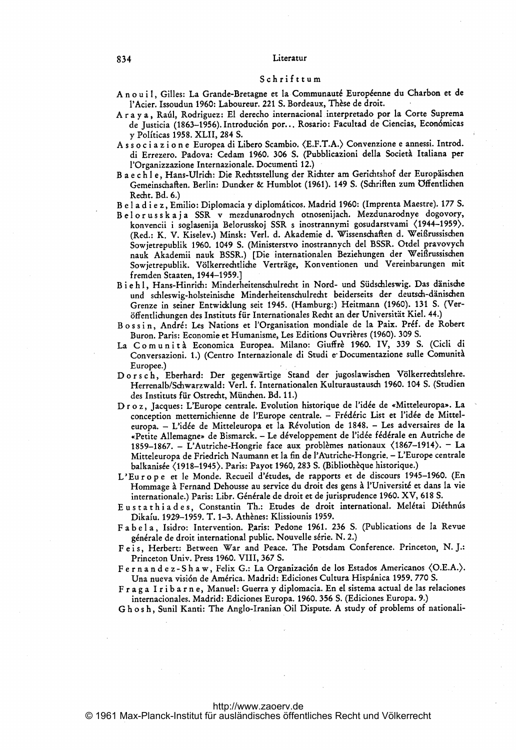## Schrifttum

Anouil, Gilles: La Grande-Bretagne et la Communauté Européenne du Charbon et de l'Acier. Issoudun 1960: Laboureur. 221 S. Bordeaux, Thèse de droit.

Araya, Raúl, Rodriguez: El derecho internacional interpretado por la Corte Suprema de Justicia (1863–1956). Introdución por... Rosario: Facultad de Ciencias, Económicas y Políticas 1958. XLII, 284 S.

Associazione Europea di Libero Scambio. ⟨E.F.T.A.⟩ Convenzione e annessi. Introd. di Errezero. Padova: Cedam 1960. 306 S. (Pubblicazioni della Società Italiana per l'Organizzazione Internazionale. Documenti 12.)

Baechle, Hans-Ulrich: Die Rechtsstellung der Richter am Gerichtshof der Europäischen Gemeinschaften. Berlin: Duncker & Humblot (1961). 149 S. (Schriften zum Öffentlichen Recht. Bd. 6.)

Beladiez, Emilio: Diplomacia y diplomáticos. Madrid 1960: (Imprenta Maestre). 177 S.

Belorusskaja SSR v mezdunarodnych otnosenijach. Mezdunarodnye dogovory, konvencii i soglasenija Belorusskoj SSR s inostrannymi gosudarstvami ⟨1944–1959⟩. (Red.: K. V. Kiselev.) Minsk: Verl. d. Akademie d. Wissenschaften d. Weißrussischen Sowjetrepublik 1960. 1049 S. (Ministerstvo inostrannych del BSSR. Otdel pravovych nauk Akademii nauk BSSR.) [Die internationalen Beziehungen der Weißrussischen Sowjetrepublik. Völkerrechtliche Verträge, Konventionen und Vereinbarungen mit fremden Staaten, 1944–1959.]

Biehl, Hans-Hinrich: Minderheitenschulrecht in Nord- und Südschleswig. Das dänische und schleswig-holsteinische Minderheitenschulrecht beiderseits der deutsch-dänischen Grenze in seiner Entwicklung seit 1945. (Hamburg:) Heitmann (1960). 131 S. (Veröffentlichungen des Instituts für Internationales Recht an der Universität Kiel. 44.)

Bossin, André: Les Nations et l'Organisation mondiale de la Paix. Préf. de Robert Buron. Paris: Economie et Humanisme, Les Editions Ouvrières (1960). 309 S.

La Comunità Economica Europea. Milano: Giuffrè 1960. IV, 339 S. (Cicli di Conversazioni. 1.) (Centro Internazionale di Studi e Documentazione sulle Comunità Europee.)

Dorsch, Eberhard: Der gegenwärtige Stand der jugoslawischen Völkerrechtslehre. Herrenalb/Schwarzwald: Verl. f. Internationalen Kulturaustausch 1960. 104 S. (Studien des Instituts für Ostrecht, München. Bd. 11.)

Droz, Jacques: L'Europe centrale. Evolution historique de l'idée de «Mitteleuropa». La conception metternichienne de l'Europe centrale. – Frédéric List et l'idée de Mitteleuropa. – L'idée de Mitteleuropa et la Révolution de 1848. – Les adversaires de la «Petite Allemagne» de Bismarck. – Le développement de l'idée fédérale en Autriche de 1859–1867. – L'Autriche-Hongrie face aux problèmes nationaux ⟨1867–1914⟩. – La Mitteleuropa de Friedrich Naumann et la fin de l'Autriche-Hongrie. – L'Europe centrale balkanisée ⟨1918–1945⟩. Paris: Payot 1960, 283 S. (Bibliothèque historique.)

L'Europe et le Monde. Recueil d'études, de rapports et de discours 1945–1960. (En Hommage à Fernand Dehousse au service du droit des gens à l'Université et dans la vie internationale.) Paris: Libr. Générale de droit et de jurisprudence 1960. XV, 618 S.

Eustathiades, Constantin Th.: Etudes de droit international. Melétai Diéthnús Dikaíu. 1929–1959. T. 1–3. Athènes: Klissiounis 1959.

Fabela, Isidro: Intervention. Paris: Pedone 1961. 236 S. (Publications de la Revue générale de droit international public. Nouvelle série. N. 2.)

Feis, Herbert: Between War and Peace. The Potsdam Conference. Princeton, N. J.: Princeton Univ. Press 1960. VIII, 367 S.

Fernandez-Shaw, Felix G.: La Organización de los Estados Americanos ⟨O.E.A.⟩. Una nueva visión de América. Madrid: Ediciones Cultura Hispánica 1959. 770 S.

Fraga Iribarne, Manuel: Guerra y diplomacia. En el sistema actual de las relaciones internacionales. Madrid: Ediciones Europa. 1960. 356 S. (Ediciones Europa. 9.)

Ghosh, Sunil Kanti: The Anglo-Iranian Oil Dispute. A study of problems of nationali-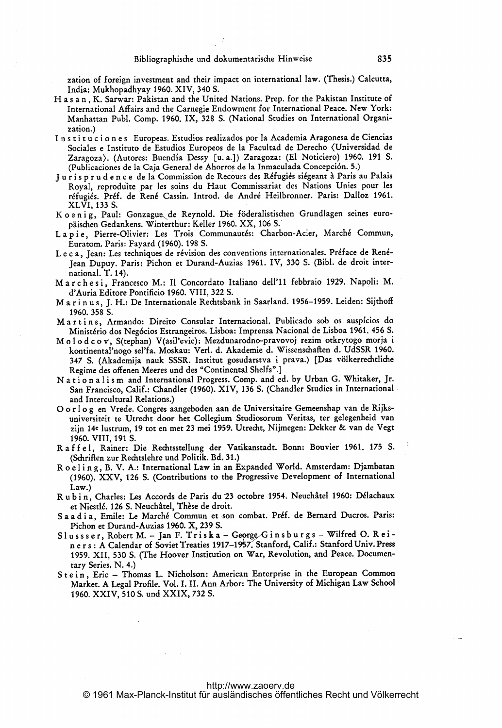zation of foreign investment and their impact on international law. (Thesis.) Calcutta, India: Mukhopadhyay 1960. XIV, 340 S.

H a s a n , K. Sarwar: Pakistan and the United Nations. Prep. for the Pakistan Institute of International Affairs and the Carnegie Endowment for International Peace. New York: Manhattan Publ. Comp. 1960. IX, 328 S. (National Studies on International Organization.)

I n s t i t u c i o n e s Europeas. Estudios realizados por la Academia Aragonesa de Ciencias Sociales e Instituto de Estudios Europeos de la Facultad de Derecho ⟨Universidad de Zaragoza⟩. (Autores: Buendía Dessy [u. a.]) Zaragoza: (El Noticiero) 1960. 191 S. (Publicaciones de la Caja General de Ahorros de la Inmaculada Concepción. 5.)

J u r i s p r u d e n c e de la Commission de Recours des Réfugiés siégeant à Paris au Palais Royal, reproduite par les soins du Haut Commissariat des Nations Unies pour les réfugiés. Préf. de René Cassin. Introd. de André Heilbronner. Paris: Dalloz 1961. XLVI, 133 S.

K o e n i g, Paul: Gonzague de Reynold. Die föderalistischen Grundlagen seines europäischen Gedankens. Winterthur: Keller 1960. XX, 106 S.

L a p i e, Pierre-Olivier: Les Trois Communautés: Charbon-Acier, Marché Commun, Euratom. Paris: Fayard (1960). 198 S.

L e c a, Jean: Les techniques de révision des conventions internationales. Préface de René-Jean Dupuy. Paris: Pichon et Durand-Auzias 1961. IV, 330 S. (Bibl. de droit international. T. 14).

M a r c h e s i, Francesco M.: Il Concordato Italiano dell'11 febbraio 1929. Napoli: M. d'Auria Editore Pontificio 1960. VIII, 322 S.

M a r i n u s, J. H.: De Internationale Rechtsbank in Saarland. 1956–1959. Leiden: Sijthoff 1960. 358 S.

M a r t i n s, Armando: Direito Consular Internacional. Publicado sob os auspícios do Ministério dos Negócios Estrangeiros. Lisboa: Imprensa Nacional de Lisboa 1961. 456 S.

M o l o d c o v, S(tephan) V(asil'evic): Mezdunarodno-pravovoj rezim otkrytogo morja i kontinental'nogo sel'fa. Moskau: Verl. d. Akademie d. Wissenschaften d. UdSSR 1960. 347 S. (Akademija nauk SSSR. Institut gosudarstva i prava.) [Das völkerrechtliche Regime des offenen Meeres und des "Continental Shelfs".]

N a t i o n a l i s m and International Progress. Comp. and ed. by Urban G. Whitaker, Jr. San Francisco, Calif.: Chandler (1960). XIV, 136 S. (Chandler Studies in International and Intercultural Relations.)

O o r l o g en Vrede. Congres aangeboden aan de Universitaire Gemeenshap van de Rijksuniversiteit te Utrecht door het Collegium Studiosorum Veritas, ter gelegenheid van zijn 14e lustrum, 19 tot en met 23 mei 1959. Utrecht, Nijmegen: Dekker & van de Vegt 1960. VIII, 191 S.

R a f f e l, Rainer: Die Rechtsstellung der Vatikanstadt. Bonn: Bouvier 1961. 175 S. (Schriften zur Rechtslehre und Politik. Bd. 31.)

R o e l i n g, B. V. A.: International Law in an Expanded World. Amsterdam: Djambatan (1960). XXV, 126 S. (Contributions to the Progressive Development of International Law.)

R u b i n, Charles: Les Accords de Paris du 23 octobre 1954. Neuchâtel 1960: Délachaux et Niestlé. 126 S. Neuchâtel, Thèse de droit.

S a a d i a, Emile: Le Marché Commun et son combat. Préf. de Bernard Ducros. Paris: Pichon et Durand-Auzias 1960. X, 239 S.

S l u s s s e r, Robert M. – Jan F. T r i s k a – George G i n s b u r g s – Wilfred O. R e i n e r s : A Calendar of Soviet Treaties 1917–1957. Stanford, Calif.: Stanford Univ. Press 1959. XII, 530 S. (The Hoover Institution on War, Revolution, and Peace. Documentary Series. N. 4.)

S t e i n, Eric – Thomas L. Nicholson: American Enterprise in the European Common Market. A Legal Profile. Vol. I. II. Ann Arbor: The University of Michigan Law School 1960. XXIV, 510 S. und XXIX, 732 S.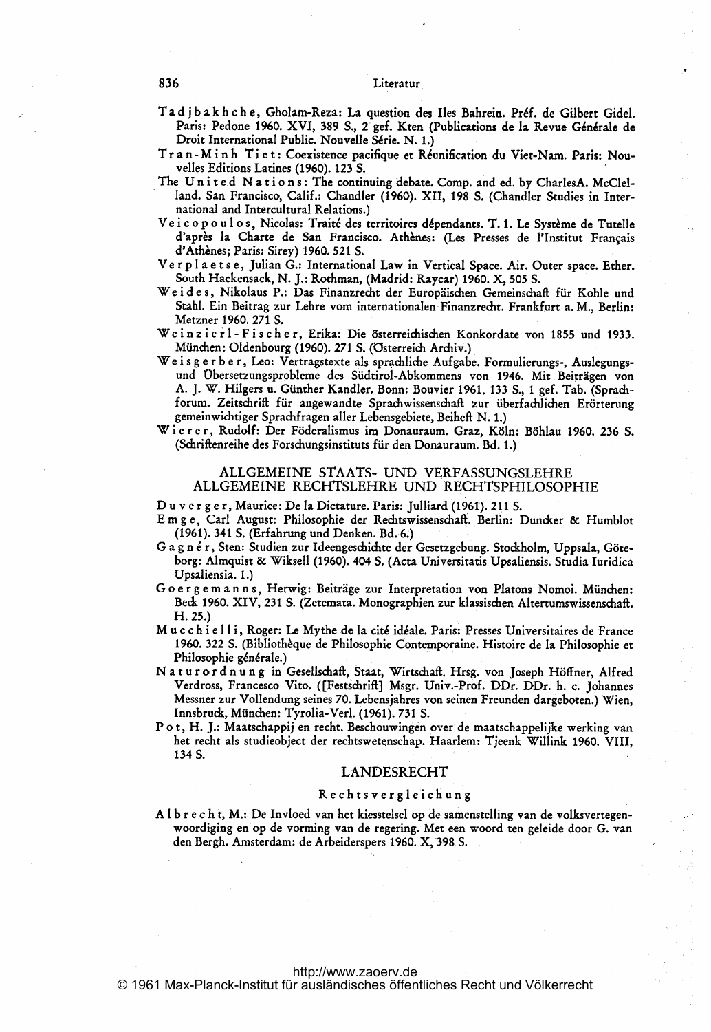Tadjbakhche, Gholam-Reza: La question des Iles Bahrein. Préf. de Gilbert Gidel. Paris: Pedone 1960. XVI, 389 S., 2 gef. Kten (Publications de la Revue Générale de Droit International Public. Nouvelle Série. N. 1.)

Tran-Minh Tiet: Coexistence pacifique et Réunification du Viet-Nam. Paris: Nouvelles Editions Latines (1960). 123 S.

The United Nations: The continuing debate. Comp. and ed. by CharlesA. McClelland. San Francisco, Calif.: Chandler (1960). XII, 198 S. (Chandler Studies in International and Intercultural Relations.)

Veicopoulos, Nicolas: Traité des territoires dépendants. T. 1. Le Système de Tutelle d'après la Charte de San Francisco. Athènes: (Les Presses de l'Institut Français d'Athènes; Paris: Sirey) 1960. 521 S.

Verplaetse, Julian G.: International Law in Vertical Space. Air. Outer space. Ether. South Hackensack, N. J.: Rothman, (Madrid: Raycar) 1960. X, 505 S.

Weides, Nikolaus P.: Das Finanzrecht der Europäischen Gemeinschaft für Kohle und Stahl. Ein Beitrag zur Lehre vom internationalen Finanzrecht. Frankfurt a. M., Berlin: Metzner 1960. 271 S.

Weinzierl-Fischer, Erika: Die österreichischen Konkordate von 1855 und 1933. München: Oldenbourg (1960). 271 S. (Österreich Archiv.)

Weisgerber, Leo: Vertragstexte als sprachliche Aufgabe. Formulierungs-, Auslegungs- und Übersetzungsprobleme des Südtirol-Abkommens von 1946. Mit Beiträgen von A. J. W. Hilgers u. Günther Kandler. Bonn: Bouvier 1961. 133 S., 1 gef. Tab. (Sprachforum. Zeitschrift für angewandte Sprachwissenschaft zur überfachlichen Erörterung gemeinwichtiger Sprachfragen aller Lebensgebiete, Beiheft N. 1.)

Wierer, Rudolf: Der Föderalismus im Donauraum. Graz, Köln: Böhlau 1960. 236 S. (Schriftenreihe des Forschungsinstituts für den Donauraum. Bd. 1.)

## ALLGEMEINE STAATS- UND VERFASSUNGSLEHRE ALLGEMEINE RECHTSLEHRE UND RECHTSPHILOSOPHIE

Duverger, Maurice: De la Dictature. Paris: Julliard (1961). 211 S.

Emge, Carl August: Philosophie der Rechtswissenschaft. Berlin: Duncker & Humblot (1961). 341 S. (Erfahrung und Denken. Bd. 6.)

Gagnér, Sten: Studien zur Ideengeschichte der Gesetzgebung. Stockholm, Uppsala, Göteborg: Almqvist & Wiksell (1960). 404 S. (Acta Universitatis Upsaliensis. Studia Iuridica Upsaliensia. 1.)

Goergemanns, Herwig: Beiträge zur Interpretation von Platons Nomoi. München: Beck 1960. XIV, 231 S. (Zetemata. Monographien zur klassischen Altertumswissenschaft. H. 25.)

Mucchielli, Roger: Le Mythe de la cité idéale. Paris: Presses Universitaires de France 1960. 322 S. (Bibliothèque de Philosophie Contemporaine. Histoire de la Philosophie et Philosophie générale.)

Naturordnung in Gesellschaft, Staat, Wirtschaft. Hrsg. von Joseph Höffner, Alfred Verdross, Francesco Vito. ([Festschrift] Msgr. Univ.-Prof. DDr. DDr. h. c. Johannes Messner zur Vollendung seines 70. Lebensjahres von seinen Freunden dargeboten.) Wien, Innsbruck, München: Tyrolia-Verl. (1961). 731 S.

Pot, H. J.: Maatschappij en recht. Beschouwingen over de maatschappelijke werking van het recht als studieobject der rechtswetenschap. Haarlem: Tjeenk Willink 1960. VIII, 134 S.

## LANDESRECHT

### Rechtsvergleichung

Albrecht, M.: De Invloed van het kiesstelsel op de samenstelling van de volksvertegenwoordiging en op de vorming van de regering. Met een woord ten geleide door G. van den Bergh. Amsterdam: de Arbeiderspers 1960. X, 398 S.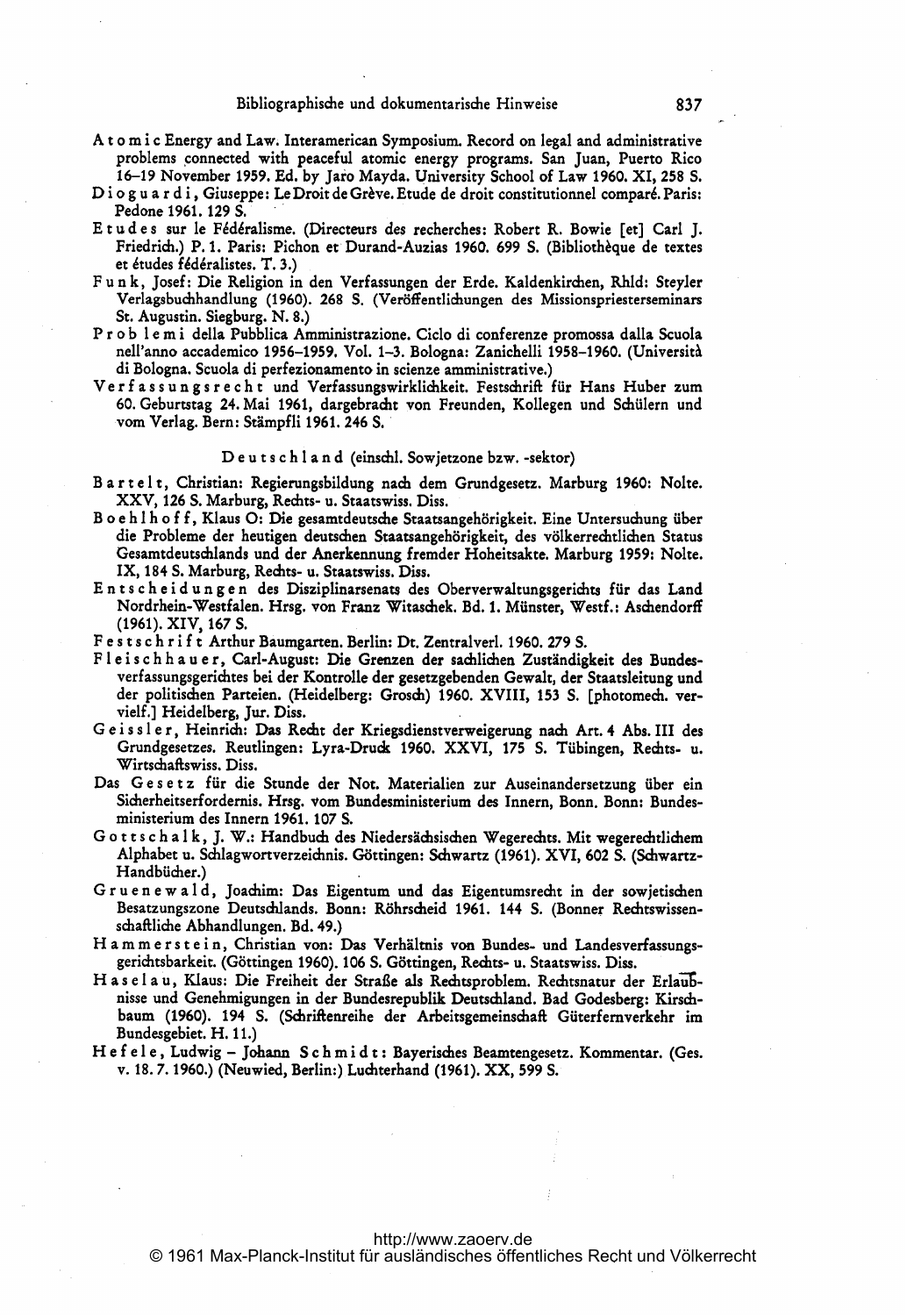Atomic Energy and Law. Interamerican Symposium. Record on legal and administrative problems connected with peaceful atomic energy programs. San Juan, Puerto Rico 16–19 November 1959. Ed. by Jaro Mayda. University School of Law 1960. XI, 258 S.

Dioguardi, Giuseppe: Le Droit de Grève. Etude de droit constitutionnel comparé. Paris: Pedone 1961. 129 S.

Etudes sur le Fédéralisme. (Directeurs des recherches: Robert R. Bowie [et] Carl J. Friedrich.) P. 1. Paris: Pichon et Durand-Auzias 1960. 699 S. (Bibliothèque de textes et études fédéralistes. T. 3.)

Funk, Josef: Die Religion in den Verfassungen der Erde. Kaldenkirchen, Rhld: Steyler Verlagsbuchhandlung (1960). 268 S. (Veröffentlichungen des Missionspriesterseminars St. Augustin. Siegburg. N. 8.)

Problemi della Pubblica Amministrazione. Ciclo di conferenze promossa dalla Scuola nell'anno accademico 1956–1959. Vol. 1–3. Bologna: Zanichelli 1958–1960. (Università di Bologna. Scuola di perfezionamento in scienze amministrative.)

Verfassungsrecht und Verfassungswirklichkeit. Festschrift für Hans Huber zum 60. Geburtstag 24. Mai 1961, dargebracht von Freunden, Kollegen und Schülern und vom Verlag. Bern: Stämpfli 1961. 246 S.

## Deutschland (einschl. Sowjetzone bzw. -sektor)

Bartelt, Christian: Regierungsbildung nach dem Grundgesetz. Marburg 1960: Nolte. XXV, 126 S. Marburg, Rechts- u. Staatswiss. Diss.

Boehlhoff, Klaus O: Die gesamtdeutsche Staatsangehörigkeit. Eine Untersuchung über die Probleme der heutigen deutschen Staatsangehörigkeit, des völkerrechtlichen Status Gesamtdeutschlands und der Anerkennung fremder Hoheitsakte. Marburg 1959: Nolte. IX, 184 S. Marburg, Rechts- u. Staatswiss. Diss.

Entscheidungen des Disziplinarsenats des Oberverwaltungsgerichts für das Land Nordrhein-Westfalen. Hrsg. von Franz Witaschek. Bd. 1. Münster, Westf.: Aschendorff (1961). XIV, 167 S.

Festschrift Arthur Baumgarten. Berlin: Dt. Zentralverl. 1960. 279 S.

Fleischhauer, Carl-August: Die Grenzen der sachlichen Zuständigkeit des Bundesverfassungsgerichtes bei der Kontrolle der gesetzgebenden Gewalt, der Staatsleitung und der politischen Parteien. (Heidelberg: Grosch) 1960. XVIII, 153 S. [photomech. vervielf.] Heidelberg, Jur. Diss.

Geissler, Heinrich: Das Recht der Kriegsdienstverweigerung nach Art. 4 Abs. III des Grundgesetzes. Reutlingen: Lyra-Druck 1960. XXVI, 175 S. Tübingen, Rechts- u. Wirtschaftswiss. Diss.

Das Gesetz für die Stunde der Not. Materialien zur Auseinandersetzung über ein Sicherheitserfordernis. Hrsg. vom Bundesministerium des Innern, Bonn. Bonn: Bundesministerium des Innern 1961. 107 S.

Gottschalk, J. W.: Handbuch des Niedersächsischen Wegerechts. Mit wegerechtlichem Alphabet u. Schlagwortverzeichnis. Göttingen: Schwartz (1961). XVI, 602 S. (Schwartz-Handbücher.)

Gruenewald, Joachim: Das Eigentum und das Eigentumsrecht in der sowjetischen Besatzungszone Deutschlands. Bonn: Röhrscheid 1961. 144 S. (Bonner Rechtswissenschaftliche Abhandlungen. Bd. 49.)

Hammerstein, Christian von: Das Verhältnis von Bundes- und Landesverfassungsgerichtsbarkeit. (Göttingen 1960). 106 S. Göttingen, Rechts- u. Staatswiss. Diss.

Haselau, Klaus: Die Freiheit der Straße als Rechtsproblem. Rechtsnatur der Erlaubnisse und Genehmigungen in der Bundesrepublik Deutschland. Bad Godesberg: Kirschbaum (1960). 194 S. (Schriftenreihe der Arbeitsgemeinschaft Güterfernverkehr im Bundesgebiet. H. 11.)

Hefele, Ludwig – Johann Schmidt: Bayerisches Beamtengesetz. Kommentar. (Ges. v. 18. 7. 1960.) (Neuwied, Berlin:) Luchterhand (1961). XX, 599 S.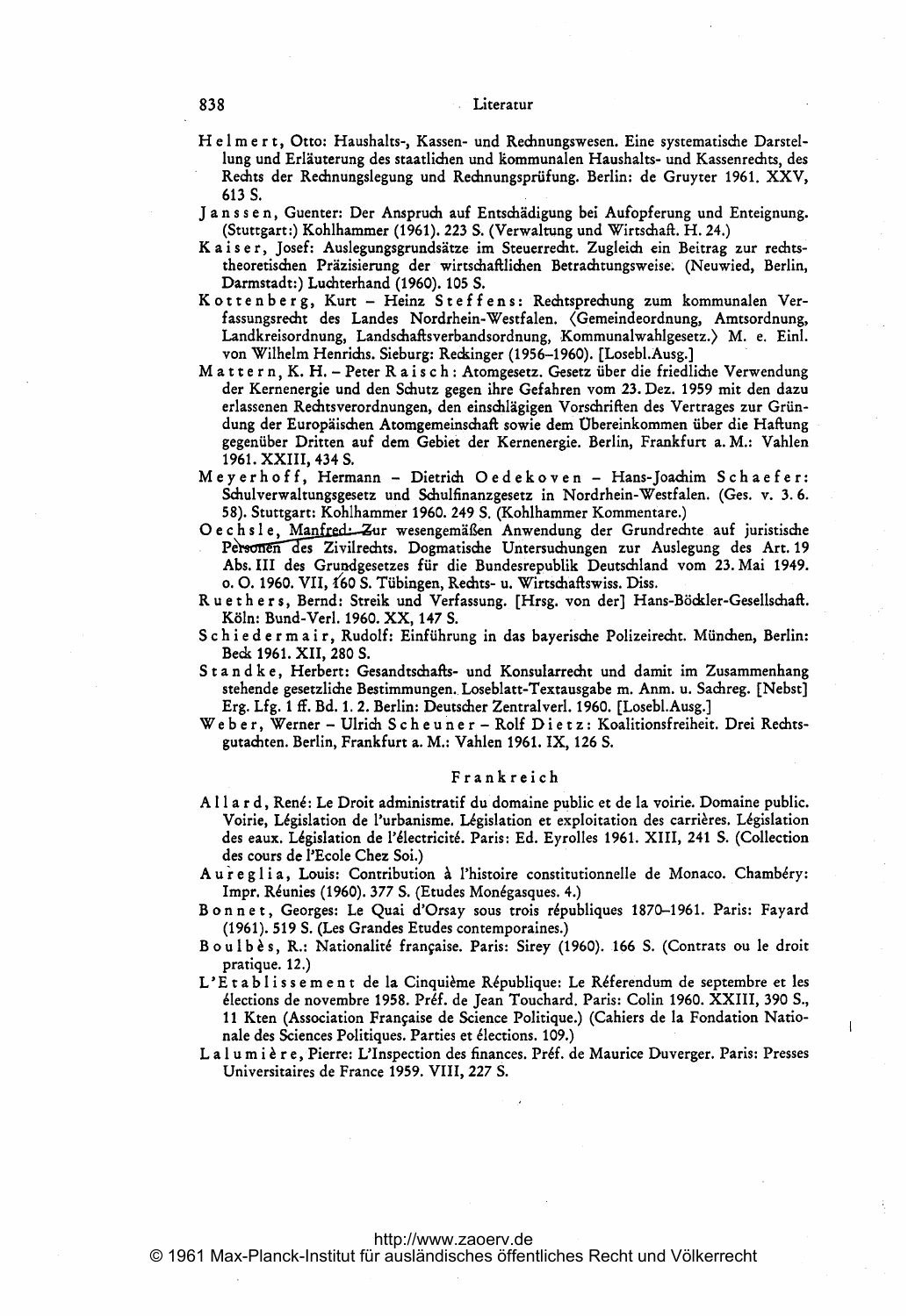Helmert, Otto: Haushalts-, Kassen- und Rechnungswesen. Eine systematische Darstellung und Erläuterung des staatlichen und kommunalen Haushalts- und Kassenrechts, des Rechts der Rechnungslegung und Rechnungsprüfung. Berlin: de Gruyter 1961. XXV, 613 S.

Janssen, Guenter: Der Anspruch auf Entschädigung bei Aufopferung und Enteignung. (Stuttgart:) Kohlhammer (1961). 223 S. (Verwaltung und Wirtschaft. H. 24.)

Kaiser, Josef: Auslegungsgrundsätze im Steuerrecht. Zugleich ein Beitrag zur rechtstheoretischen Präzisierung der wirtschaftlichen Betrachtungsweise. (Neuwied, Berlin, Darmstadt:) Luchterhand (1960). 105 S.

Kottenberg, Kurt – Heinz Steffens: Rechtsprechung zum kommunalen Verfassungsrecht des Landes Nordrhein-Westfalen. ⟨Gemeindeordnung, Amtsordnung, Landkreisordnung, Landschaftsverbandsordnung, Kommunalwahlgesetz.⟩ M. e. Einl. von Wilhelm Henrichs. Sieburg: Reckinger (1956–1960). [Losebl.Ausg.]

Mattern, K. H. – Peter Raisch: Atomgesetz. Gesetz über die friedliche Verwendung der Kernenergie und den Schutz gegen ihre Gefahren vom 23. Dez. 1959 mit den dazu erlassenen Rechtsverordnungen, den einschlägigen Vorschriften des Vertrages zur Gründung der Europäischen Atomgemeinschaft sowie dem Übereinkommen über die Haftung gegenüber Dritten auf dem Gebiet der Kernenergie. Berlin, Frankfurt a. M.: Vahlen 1961. XXIII, 434 S.

Meyerhoff, Hermann – Dietrich Oedekoven – Hans-Joachim Schaefer: Schulverwaltungsgesetz und Schulfinanzgesetz in Nordrhein-Westfalen. (Ges. v. 3. 6. 58). Stuttgart: Kohlhammer 1960. 249 S. (Kohlhammer Kommentare.)

Oechsle, Manfred: Zur wesengemäßen Anwendung der Grundrechte auf juristische Personen des Zivilrechts. Dogmatische Untersuchungen zur Auslegung des Art. 19 Abs. III des Grundgesetzes für die Bundesrepublik Deutschland vom 23. Mai 1949. o. O. 1960. VII, 160 S. Tübingen, Rechts- u. Wirtschaftswiss. Diss.

Ruethers, Bernd: Streik und Verfassung. [Hrsg. von der] Hans-Böckler-Gesellschaft. Köln: Bund-Verl. 1960. XX, 147 S.

Schiedermair, Rudolf: Einführung in das bayerische Polizeirecht. München, Berlin: Beck 1961. XII, 280 S.

Standke, Herbert: Gesandtschafts- und Konsularrecht und damit im Zusammenhang stehende gesetzliche Bestimmungen. Loseblatt-Textausgabe m. Anm. u. Sachreg. [Nebst] Erg. Lfg. 1 ff. Bd. 1. 2. Berlin: Deutscher Zentralverl. 1960. [Losebl.Ausg.]

Weber, Werner – Ulrich Scheuner – Rolf Dietz: Koalitionsfreiheit. Drei Rechtsgutachten. Berlin, Frankfurt a. M.: Vahlen 1961. IX, 126 S.

## Frankreich

Allard, René: Le Droit administratif du domaine public et de la voirie. Domaine public. Voirie, Législation de l'urbanisme. Législation et exploitation des carrières. Législation des eaux. Législation de l'électricité. Paris: Ed. Eyrolles 1961. XIII, 241 S. (Collection des cours de l'Ecole Chez Soi.)

Aureglia, Louis: Contribution à l'histoire constitutionnelle de Monaco. Chambéry: Impr. Réunies (1960). 377 S. (Etudes Monégasques. 4.)

Bonnet, Georges: Le Quai d'Orsay sous trois républiques 1870–1961. Paris: Fayard (1961). 519 S. (Les Grandes Etudes contemporaines.)

Boulbès, R.: Nationalité française. Paris: Sirey (1960). 166 S. (Contrats ou le droit pratique. 12.)

L'Etablissement de la Cinquième République: Le Référendum de septembre et les élections de novembre 1958. Préf. de Jean Touchard. Paris: Colin 1960. XXIII, 390 S., 11 Kten (Association Française de Science Politique.) (Cahiers de la Fondation Nationale des Sciences Politiques. Parties et élections. 109.)

Lalumière, Pierre: L'Inspection des finances. Préf. de Maurice Duverger. Paris: Presses Universitaires de France 1959. VIII, 227 S.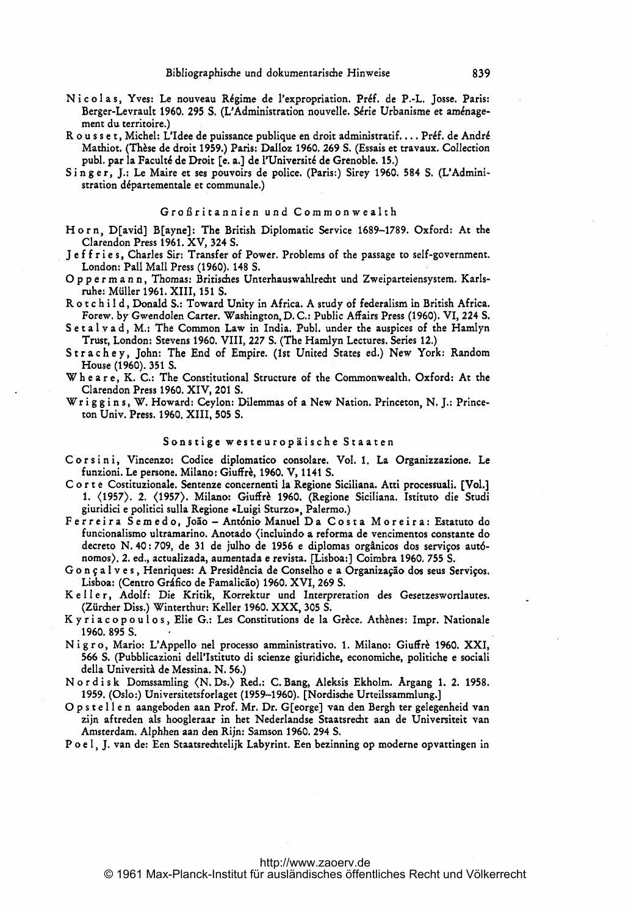Nicolas, Yves: Le nouveau Régime de l'expropriation. Préf. de P.-L. Josse. Paris: Berger-Levrault 1960. 295 S. (L'Administration nouvelle. Série Urbanisme et aménagement du territoire.)

Rousset, Michel: L'Idee de puissance publique en droit administratif. ... Préf. de André Mathiot. (Thèse de droit 1959.) Paris: Dalloz 1960. 269 S. (Essais et travaux. Collection publ. par la Faculté de Droit [e. a.] de l'Université de Grenoble. 15.)

Singer, J.: Le Maire et ses pouvoirs de police. (Paris:) Sirey 1960. 584 S. (L'Administration départementale et communale.)

## Großbritannien und Commonwealth

Horn, D[avid] B[ayne]: The British Diplomatic Service 1689–1789. Oxford: At the Clarendon Press 1961. XV, 324 S.

Jeffries, Charles Sir: Transfer of Power. Problems of the passage to self-government. London: Pall Mall Press (1960). 148 S.

Oppermann, Thomas: Britisches Unterhauswahlrecht und Zweiparteiensystem. Karlsruhe: Müller 1961. XIII, 151 S.

Rotchild, Donald S.: Toward Unity in Africa. A study of federalism in British Africa. Forew. by Gwendolen Carter. Washington, D. C.: Public Affairs Press (1960). VI, 224 S.

Setalvad, M.: The Common Law in India. Publ. under the auspices of the Hamlyn Trust, London: Stevens 1960. VIII, 227 S. (The Hamlyn Lectures. Series 12.)

Strachey, John: The End of Empire. (1st United States ed.) New York: Random House (1960). 351 S.

Wheare, K. C.: The Constitutional Structure of the Commonwealth. Oxford: At the Clarendon Press 1960. XIV, 201 S.

Wriggins, W. Howard: Ceylon: Dilemmas of a New Nation. Princeton, N. J.: Princeton Univ. Press. 1960. XIII, 505 S.

## Sonstige westeuropäische Staaten

Corsini, Vincenzo: Codice diplomatico consolare. Vol. 1. La Organizzazione. Le funzioni. Le persone. Milano: Giuffrè, 1960. V, 1141 S.

Corte Costituzionale. Sentenze concernenti la Regione Siciliana. Atti processuali. [Vol.] 1. ⟨1957⟩. 2. ⟨1957⟩. Milano: Giuffrè 1960. (Regione Siciliana. Istituto die Studi giuridici e politici sulla Regione «Luigi Sturzo», Palermo.)

Ferreira Semedo, João – António Manuel Da Costa Moreira: Estatuto do funcionalismo ultramarino. Anotado ⟨incluindo a reforma de vencimentos constante do decreto N. 40: 709, de 31 de julho de 1956 e diplomas orgânicos dos serviços autónomos⟩. 2. ed., actualizada, aumentada e revista. [Lisboa:] Coimbra 1960. 755 S.

Gonçalves, Henriques: A Presidência de Conselho e a Organização dos seus Serviços. Lisboa: (Centro Gráfico de Famalicão) 1960. XVI, 269 S.

Keller, Adolf: Die Kritik, Korrektur und Interpretation des Gesetzeswortlautes. (Zürcher Diss.) Winterthur: Keller 1960. XXX, 305 S.

Kyriacopoulos, Elie G.: Les Constitutions de la Grèce. Athènes: Impr. Nationale 1960. 895 S.

Nigro, Mario: L'Appello nel processo amministrativo. 1. Milano: Giuffrè 1960. XXI, 566 S. (Pubblicazioni dell'Istituto di scienze giuridiche, economiche, politiche e sociali della Università di Messina. N. 56.)

Nordisk Domssamling ⟨N. Ds.⟩ Red.: C. Bang, Aleksis Ekholm. Årgang 1. 2. 1958. 1959. (Oslo:) Universitetsforlaget (1959–1960). [Nordische Urteilssammlung.]

Opstellen aangeboden aan Prof. Mr. Dr. G[eorge] van den Bergh ter gelegenheid van zijn aftreden als hoogleraar in het Nederlandse Staatsrecht aan de Universiteit van Amsterdam. Alphhen aan den Rijn: Samson 1960. 294 S.

Poel, J. van de: Een Staatsrechtelijk Labyrint. Een bezinning op moderne opvattingen in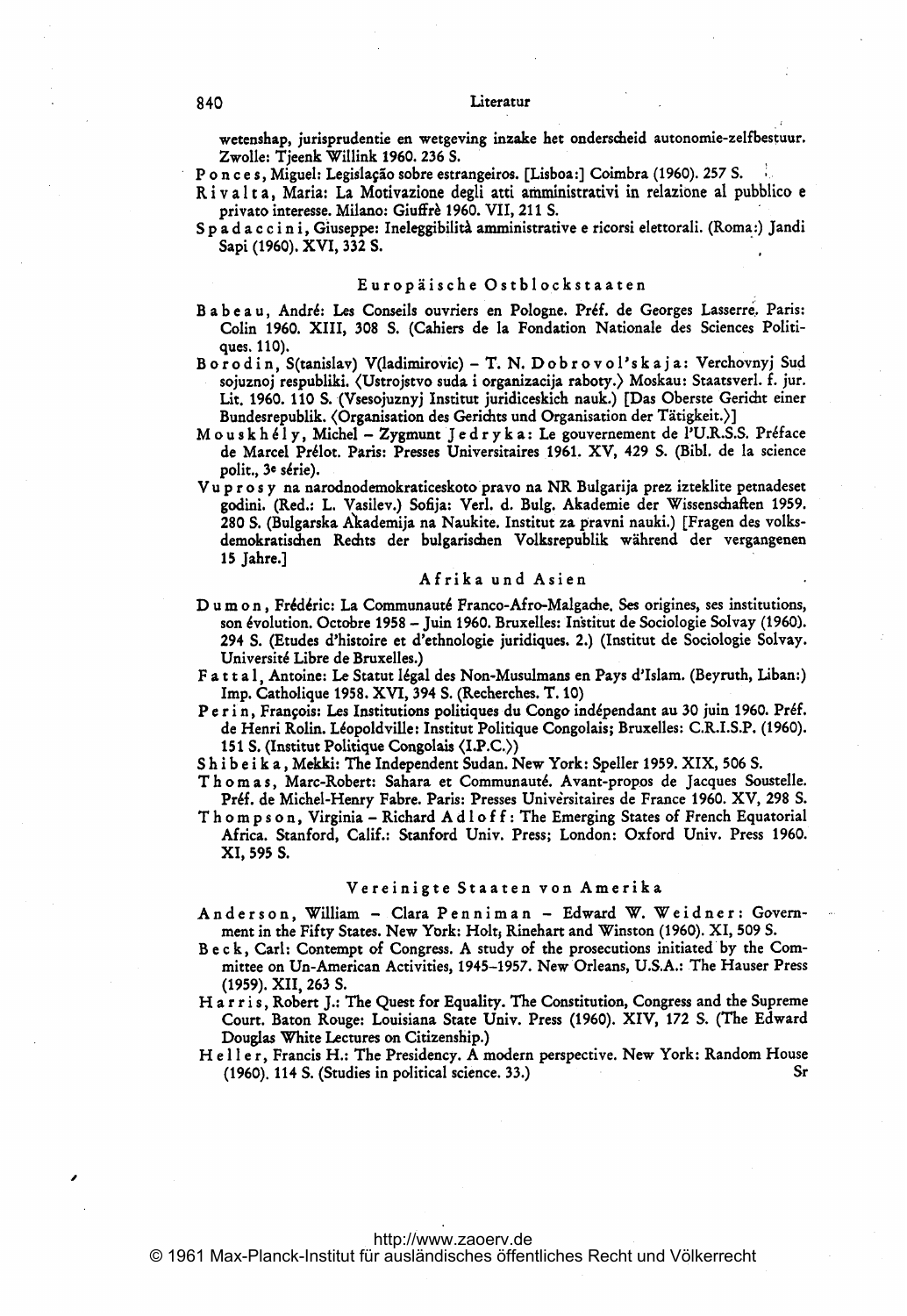wetenshap, jurisprudentie en wetgeving inzake het onderscheid autonomie-zelfbestuur. Zwolle: Tjeenk Willink 1960. 236 S.

Ponces, Miguel: Legislação sobre estrangeiros. [Lisboa:] Coimbra (1960). 257 S.

Rivalta, Maria: La Motivazione degli atti amministrativi in relazione al pubblico e privato interesse. Milano: Giuffrè 1960. VII, 211 S.

Spadaccini, Giuseppe: Ineleggibilità amministrative e ricorsi elettorali. (Roma:) Jandi Sapi (1960). XVI, 332 S.

## Europäische Ostblockstaaten

Babeau, André: Les Conseils ouvriers en Pologne. Préf. de Georges Lasserre. Paris: Colin 1960. XIII, 308 S. (Cahiers de la Fondation Nationale des Sciences Politiques. 110).

Borodin, S(tanislav) V(ladimirovic) – T. N. Dobrovol'skaja: Verchovnyj Sud sojuznoj respubliki. ⟨Ustrojstvo suda i organizacija raboty.⟩ Moskau: Staatsverl. f. jur. Lit. 1960. 110 S. (Vsesojuznyj Institut juridiceskich nauk.) [Das Oberste Gericht einer Bundesrepublik. ⟨Organisation des Gerichts und Organisation der Tätigkeit.⟩]

Mouskhély, Michel – Zygmunt Jedryka: Le gouvernement de l'U.R.S.S. Préface de Marcel Prélot. Paris: Presses Universitaires 1961. XV, 429 S. (Bibl. de la science polit., 3e série).

Vuprosy na narodnodemokraticeskoto pravo na NR Bulgarija prez izteklite petnadeset godini. (Red.: L. Vasilev.) Sofija: Verl. d. Bulg. Akademie der Wissenschaften 1959. 280 S. (Bulgarska Akademija na Naukite. Institut za pravni nauki.) [Fragen des volksdemokratischen Rechts der bulgarischen Volksrepublik während der vergangenen 15 Jahre.]

## Afrika und Asien

Dumon, Frédéric: La Communauté Franco-Afro-Malgache. Ses origines, ses institutions, son évolution. Octobre 1958 – Juin 1960. Bruxelles: Institut de Sociologie Solvay (1960). 294 S. (Etudes d'histoire et d'ethnologie juridiques. 2.) (Institut de Sociologie Solvay. Université Libre de Bruxelles.)

Fattal, Antoine: Le Statut légal des Non-Musulmans en Pays d'Islam. (Beyruth, Liban:) Imp. Catholique 1958. XVI, 394 S. (Recherches. T. 10)

Perin, François: Les Institutions politiques du Congo indépendant au 30 juin 1960. Préf. de Henri Rolin. Léopoldville: Institut Politique Congolais; Bruxelles: C.R.I.S.P. (1960). 151 S. (Institut Politique Congolais ⟨I.P.C.⟩)

Shibeika, Mekki: The Independent Sudan. New York: Speller 1959. XIX, 506 S.

Thomas, Marc-Robert: Sahara et Communauté. Avant-propos de Jacques Soustelle. Préf. de Michel-Henry Fabre. Paris: Presses Universitaires de France 1960. XV, 298 S.

Thompson, Virginia – Richard Adloff: The Emerging States of French Equatorial Africa. Stanford, Calif.: Stanford Univ. Press; London: Oxford Univ. Press 1960. XI, 595 S.

## Vereinigte Staaten von Amerika

Anderson, William – Clara Penniman – Edward W. Weidner: Government in the Fifty States. New York: Holt, Rinehart and Winston (1960). XI, 509 S.

Beck, Carl: Contempt of Congress. A study of the prosecutions initiated by the Committee on Un-American Activities, 1945–1957. New Orleans, U.S.A.: The Hauser Press (1959). XII, 263 S.

Harris, Robert J.: The Quest for Equality. The Constitution, Congress and the Supreme Court. Baton Rouge: Louisiana State Univ. Press (1960). XIV, 172 S. (The Edward Douglas White Lectures on Citizenship.)

Heller, Francis H.: The Presidency. A modern perspective. New York: Random House (1960). 114 S. (Studies in political science. 33.) Sr